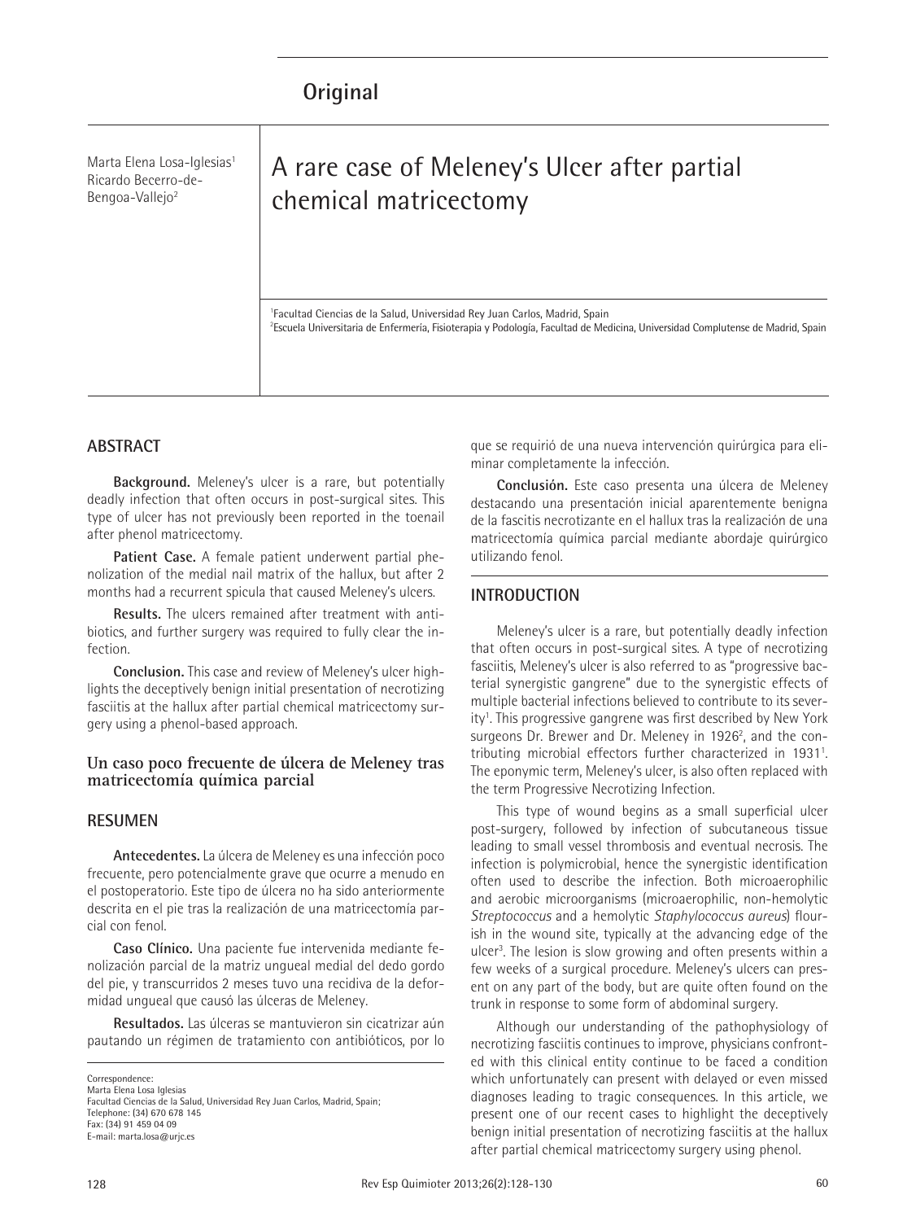Original

Marta Elena Losa-Iglesias[1]
Ricardo Becerro-de-Bengoa-Vallejo[2]

# A rare case of Meleney's Ulcer after partial chemical matricectomy

[1]Facultad Ciencias de la Salud, Universidad Rey Juan Carlos, Madrid, Spain
[2]Escuela Universitaria de Enfermería, Fisioterapia y Podología, Facultad de Medicina, Universidad Complutense de Madrid, Spain

## ABSTRACT

**Background.** Meleney's ulcer is a rare, but potentially deadly infection that often occurs in post-surgical sites. This type of ulcer has not previously been reported in the toenail after phenol matricectomy.

**Patient Case.** A female patient underwent partial phenolization of the medial nail matrix of the hallux, but after 2 months had a recurrent spicula that caused Meleney's ulcers.

**Results.** The ulcers remained after treatment with antibiotics, and further surgery was required to fully clear the infection.

**Conclusion.** This case and review of Meleney's ulcer highlights the deceptively benign initial presentation of necrotizing fasciitis at the hallux after partial chemical matricectomy surgery using a phenol-based approach.

### Un caso poco frecuente de úlcera de Meleney tras matricectomía química parcial

## RESUMEN

**Antecedentes.** La úlcera de Meleney es una infección poco frecuente, pero potencialmente grave que ocurre a menudo en el postoperatorio. Este tipo de úlcera no ha sido anteriormente descrita en el pie tras la realización de una matricectomía parcial con fenol.

**Caso Clínico.** Una paciente fue intervenida mediante fenolización parcial de la matriz ungueal medial del dedo gordo del pie, y transcurridos 2 meses tuvo una recidiva de la deformidad ungueal que causó las úlceras de Meleney.

**Resultados.** Las úlceras se mantuvieron sin cicatrizar aún pautando un régimen de tratamiento con antibióticos, por lo que se requirió de una nueva intervención quirúrgica para eliminar completamente la infección.

**Conclusión.** Este caso presenta una úlcera de Meleney destacando una presentación inicial aparentemente benigna de la fascitis necrotizante en el hallux tras la realización de una matricectomía química parcial mediante abordaje quirúrgico utilizando fenol.

Correspondence:
Marta Elena Losa Iglesias
Facultad Ciencias de la Salud, Universidad Rey Juan Carlos, Madrid, Spain;
Telephone: (34) 670 678 145
Fax: (34) 91 459 04 09
E-mail: marta.losa@urjc.es

## INTRODUCTION

Meleney's ulcer is a rare, but potentially deadly infection that often occurs in post-surgical sites. A type of necrotizing fasciitis, Meleney's ulcer is also referred to as "progressive bacterial synergistic gangrene" due to the synergistic effects of multiple bacterial infections believed to contribute to its severity[1]. This progressive gangrene was first described by New York surgeons Dr. Brewer and Dr. Meleney in 1926[2], and the contributing microbial effectors further characterized in 1931[1]. The eponymic term, Meleney's ulcer, is also often replaced with the term Progressive Necrotizing Infection.

This type of wound begins as a small superficial ulcer post-surgery, followed by infection of subcutaneous tissue leading to small vessel thrombosis and eventual necrosis. The infection is polymicrobial, hence the synergistic identification often used to describe the infection. Both microaerophilic and aerobic microorganisms (microaerophilic, non-hemolytic *Streptococcus* and a hemolytic *Staphylococcus aureus*) flourish in the wound site, typically at the advancing edge of the ulcer[3]. The lesion is slow growing and often presents within a few weeks of a surgical procedure. Meleney's ulcers can present on any part of the body, but are quite often found on the trunk in response to some form of abdominal surgery.

Although our understanding of the pathophysiology of necrotizing fasciitis continues to improve, physicians confronted with this clinical entity continue to be faced a condition which unfortunately can present with delayed or even missed diagnoses leading to tragic consequences. In this article, we present one of our recent cases to highlight the deceptively benign initial presentation of necrotizing fasciitis at the hallux after partial chemical matricectomy surgery using phenol.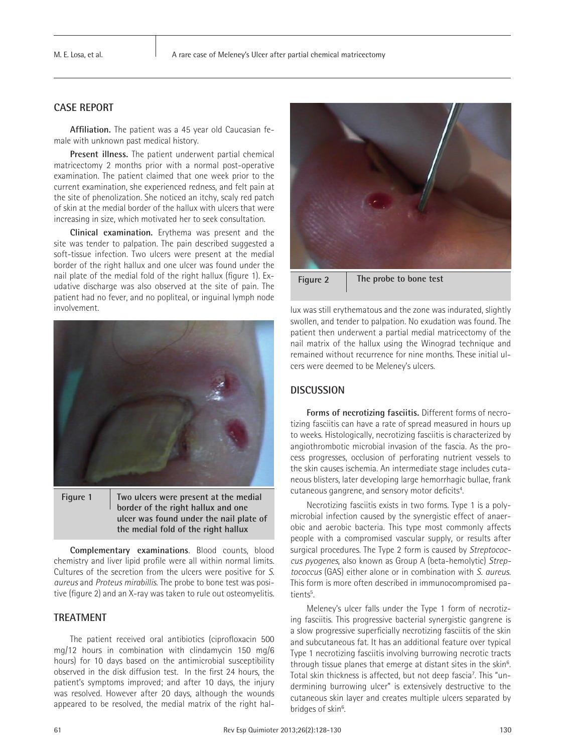## CASE REPORT

**Affiliation.** The patient was a 45 year old Caucasian female with unknown past medical history.

**Present illness.** The patient underwent partial chemical matricectomy 2 months prior with a normal post-operative examination. The patient claimed that one week prior to the current examination, she experienced redness, and felt pain at the site of phenolization. She noticed an itchy, scaly red patch of skin at the medial border of the hallux with ulcers that were increasing in size, which motivated her to seek consultation.

**Clinical examination.** Erythema was present and the site was tender to palpation. The pain described suggested a soft-tissue infection. Two ulcers were present at the medial border of the right hallux and one ulcer was found under the nail plate of the medial fold of the right hallux (figure 1). Exudative discharge was also observed at the site of pain. The patient had no fever, and no popliteal, or inguinal lymph node involvement.

**Figure 1** Two ulcers were present at the medial border of the right hallux and one ulcer was found under the nail plate of the medial fold of the right hallux

**Complementary examinations**. Blood counts, blood chemistry and liver lipid profile were all within normal limits. Cultures of the secretion from the ulcers were positive for *S. aureus* and *Proteus mirabillis*. The probe to bone test was positive (figure 2) and an X-ray was taken to rule out osteomyelitis.

**Figure 2** The probe to bone test

## TREATMENT

The patient received oral antibiotics (ciprofloxacin 500 mg/12 hours in combination with clindamycin 150 mg/6 hours) for 10 days based on the antimicrobial susceptibility observed in the disk diffusion test. In the first 24 hours, the patient's symptoms improved; and after 10 days, the injury was resolved. However after 20 days, although the wounds appeared to be resolved, the medial matrix of the right hallux was still erythematous and the zone was indurated, slightly swollen, and tender to palpation. No exudation was found. The patient then underwent a partial medial matricectomy of the nail matrix of the hallux using the Winograd technique and remained without recurrence for nine months. These initial ulcers were deemed to be Meleney's ulcers.

## DISCUSSION

**Forms of necrotizing fasciitis.** Different forms of necrotizing fasciitis can have a rate of spread measured in hours up to weeks. Histologically, necrotizing fasciitis is characterized by angiothrombotic microbial invasion of the fascia. As the process progresses, occlusion of perforating nutrient vessels to the skin causes ischemia. An intermediate stage includes cutaneous blisters, later developing large hemorrhagic bullae, frank cutaneous gangrene, and sensory motor deficits[4].

Necrotizing fasciitis exists in two forms. Type 1 is a polymicrobial infection caused by the synergistic effect of anaerobic and aerobic bacteria. This type most commonly affects people with a compromised vascular supply, or results after surgical procedures. The Type 2 form is caused by *Streptococcus pyogenes*, also known as Group A (beta-hemolytic) *Streptococcus* (GAS) either alone or in combination with *S. aureus*. This form is more often described in immunocompromised patients[5].

Meleney's ulcer falls under the Type 1 form of necrotizing fasciitis. This progressive bacterial synergistic gangrene is a slow progressive superficially necrotizing fasciitis of the skin and subcutaneous fat. It has an additional feature over typical Type 1 necrotizing fasciitis involving burrowing necrotic tracts through tissue planes that emerge at distant sites in the skin[6]. Total skin thickness is affected, but not deep fascia[7]. This "undermining burrowing ulcer" is extensively destructive to the cutaneous skin layer and creates multiple ulcers separated by bridges of skin[6].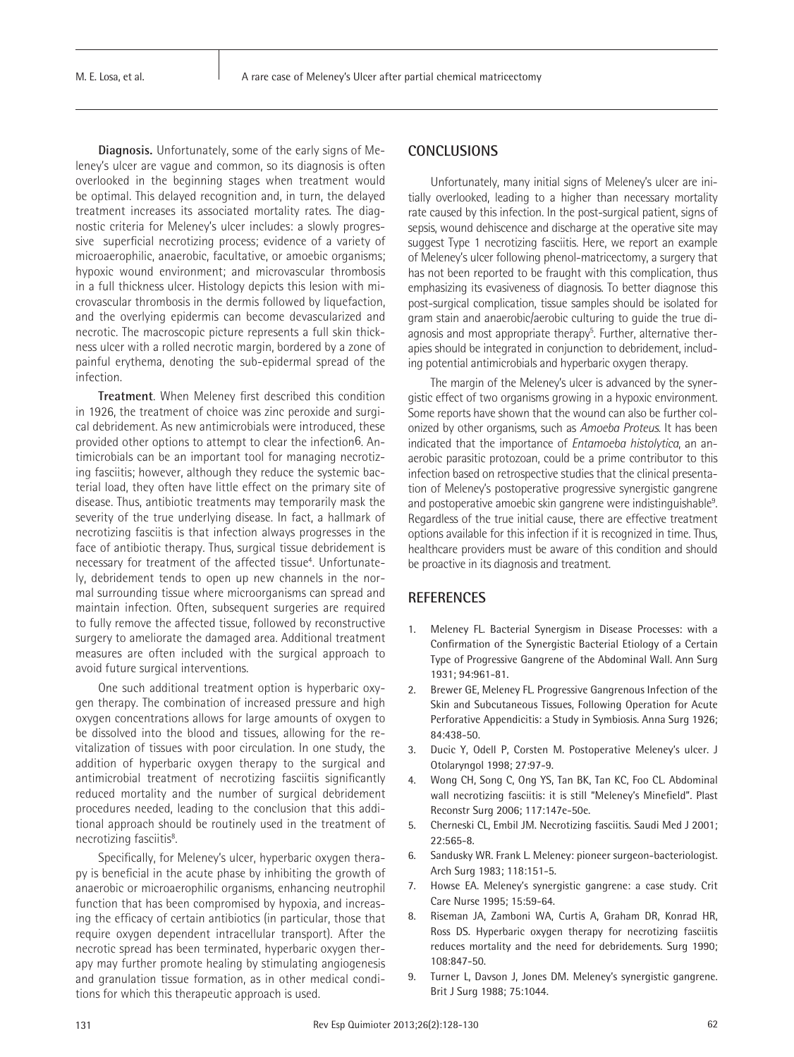**Diagnosis.** Unfortunately, some of the early signs of Meleney's ulcer are vague and common, so its diagnosis is often overlooked in the beginning stages when treatment would be optimal. This delayed recognition and, in turn, the delayed treatment increases its associated mortality rates. The diagnostic criteria for Meleney's ulcer includes: a slowly progressive superficial necrotizing process; evidence of a variety of microaerophilic, anaerobic, facultative, or amoebic organisms; hypoxic wound environment; and microvascular thrombosis in a full thickness ulcer. Histology depicts this lesion with microvascular thrombosis in the dermis followed by liquefaction, and the overlying epidermis can become devascularized and necrotic. The macroscopic picture represents a full skin thickness ulcer with a rolled necrotic margin, bordered by a zone of painful erythema, denoting the sub-epidermal spread of the infection.

**Treatment**. When Meleney first described this condition in 1926, the treatment of choice was zinc peroxide and surgical debridement. As new antimicrobials were introduced, these provided other options to attempt to clear the infection[6]. Antimicrobials can be an important tool for managing necrotizing fasciitis; however, although they reduce the systemic bacterial load, they often have little effect on the primary site of disease. Thus, antibiotic treatments may temporarily mask the severity of the true underlying disease. In fact, a hallmark of necrotizing fasciitis is that infection always progresses in the face of antibiotic therapy. Thus, surgical tissue debridement is necessary for treatment of the affected tissue[4]. Unfortunately, debridement tends to open up new channels in the normal surrounding tissue where microorganisms can spread and maintain infection. Often, subsequent surgeries are required to fully remove the affected tissue, followed by reconstructive surgery to ameliorate the damaged area. Additional treatment measures are often included with the surgical approach to avoid future surgical interventions.

One such additional treatment option is hyperbaric oxygen therapy. The combination of increased pressure and high oxygen concentrations allows for large amounts of oxygen to be dissolved into the blood and tissues, allowing for the revitalization of tissues with poor circulation. In one study, the addition of hyperbaric oxygen therapy to the surgical and antimicrobial treatment of necrotizing fasciitis significantly reduced mortality and the number of surgical debridement procedures needed, leading to the conclusion that this additional approach should be routinely used in the treatment of necrotizing fasciitis[8].

Specifically, for Meleney's ulcer, hyperbaric oxygen therapy is beneficial in the acute phase by inhibiting the growth of anaerobic or microaerophilic organisms, enhancing neutrophil function that has been compromised by hypoxia, and increasing the efficacy of certain antibiotics (in particular, those that require oxygen dependent intracellular transport). After the necrotic spread has been terminated, hyperbaric oxygen therapy may further promote healing by stimulating angiogenesis and granulation tissue formation, as in other medical conditions for which this therapeutic approach is used.

## CONCLUSIONS

Unfortunately, many initial signs of Meleney's ulcer are initially overlooked, leading to a higher than necessary mortality rate caused by this infection. In the post-surgical patient, signs of sepsis, wound dehiscence and discharge at the operative site may suggest Type 1 necrotizing fasciitis. Here, we report an example of Meleney's ulcer following phenol-matricectomy, a surgery that has not been reported to be fraught with this complication, thus emphasizing its evasiveness of diagnosis. To better diagnose this post-surgical complication, tissue samples should be isolated for gram stain and anaerobic/aerobic culturing to guide the true diagnosis and most appropriate therapy[5]. Further, alternative therapies should be integrated in conjunction to debridement, including potential antimicrobials and hyperbaric oxygen therapy.

The margin of the Meleney's ulcer is advanced by the synergistic effect of two organisms growing in a hypoxic environment. Some reports have shown that the wound can also be further colonized by other organisms, such as *Amoeba Proteus*. It has been indicated that the importance of *Entamoeba histolytica*, an anaerobic parasitic protozoan, could be a prime contributor to this infection based on retrospective studies that the clinical presentation of Meleney's postoperative progressive synergistic gangrene and postoperative amoebic skin gangrene were indistinguishable[9]. Regardless of the true initial cause, there are effective treatment options available for this infection if it is recognized in time. Thus, healthcare providers must be aware of this condition and should be proactive in its diagnosis and treatment.

## REFERENCES

1. Meleney FL. Bacterial Synergism in Disease Processes: with a Confirmation of the Synergistic Bacterial Etiology of a Certain Type of Progressive Gangrene of the Abdominal Wall. Ann Surg 1931; 94:961-81.
2. Brewer GE, Meleney FL. Progressive Gangrenous Infection of the Skin and Subcutaneous Tissues, Following Operation for Acute Perforative Appendicitis: a Study in Symbiosis. Anna Surg 1926; 84:438-50.
3. Ducic Y, Odell P, Corsten M. Postoperative Meleney's ulcer. J Otolaryngol 1998; 27:97-9.
4. Wong CH, Song C, Ong YS, Tan BK, Tan KC, Foo CL. Abdominal wall necrotizing fasciitis: it is still "Meleney's Minefield". Plast Reconstr Surg 2006; 117:147e-50e.
5. Cherneski CL, Embil JM. Necrotizing fasciitis. Saudi Med J 2001; 22:565-8.
6. Sandusky WR. Frank L. Meleney: pioneer surgeon-bacteriologist. Arch Surg 1983; 118:151-5.
7. Howse EA. Meleney's synergistic gangrene: a case study. Crit Care Nurse 1995; 15:59-64.
8. Riseman JA, Zamboni WA, Curtis A, Graham DR, Konrad HR, Ross DS. Hyperbaric oxygen therapy for necrotizing fasciitis reduces mortality and the need for debridements. Surg 1990; 108:847-50.
9. Turner L, Davson J, Jones DM. Meleney's synergistic gangrene. Brit J Surg 1988; 75:1044.